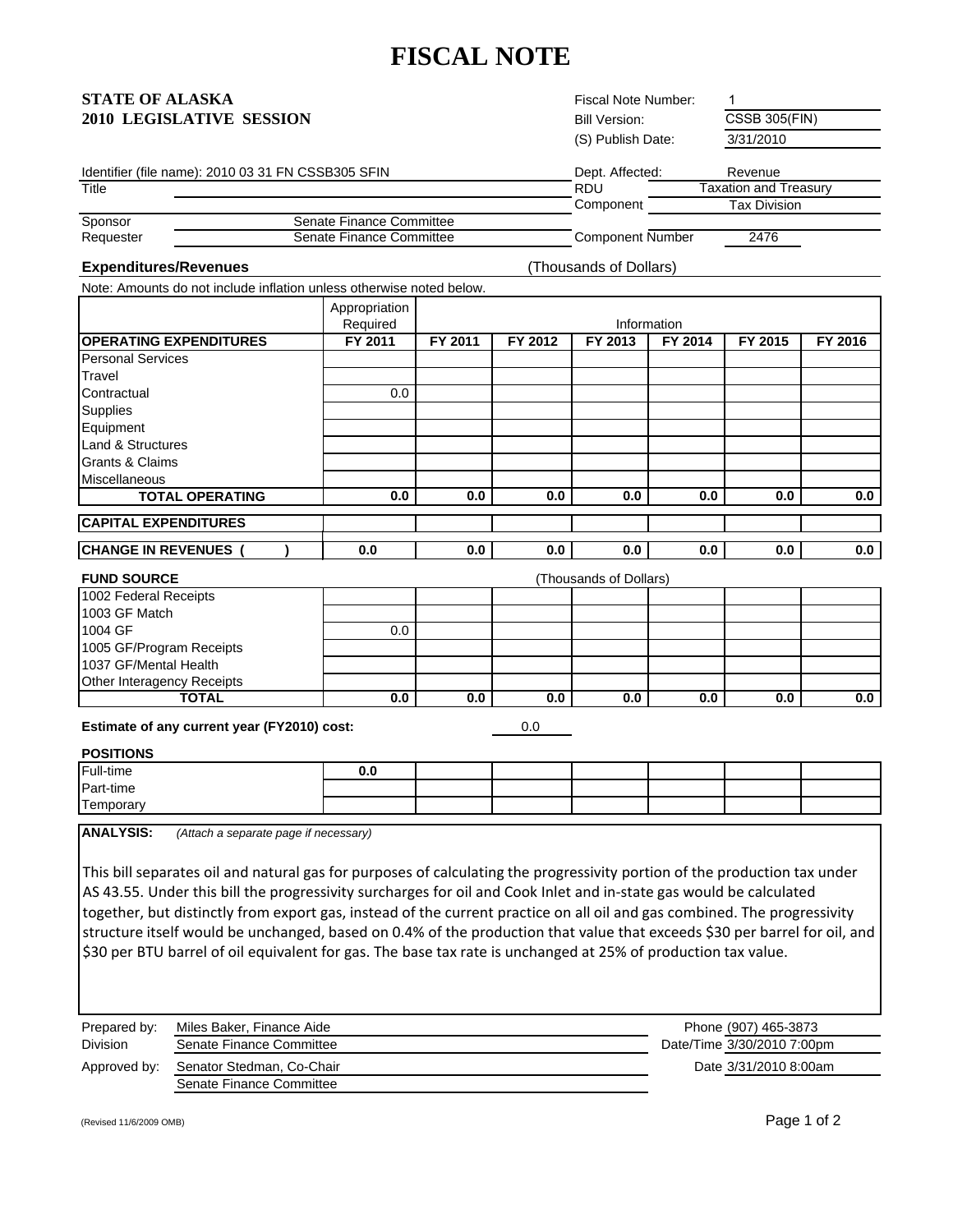# FISCAL NOTE

**STATE OF ALASKA**
**2010 LEGISLATIVE SESSION**

Fiscal Note Number: 1
Bill Version: CSSB 305(FIN)
(S) Publish Date: 3/31/2010

Identifier (file name): 2010 03 31 FN CSSB305 SFIN

Dept. Affected: Revenue
RDU: Taxation and Treasury
Component: Tax Division
Component Number: 2476

Title:
Sponsor: Senate Finance Committee
Requester: Senate Finance Committee

**Expenditures/Revenues** (Thousands of Dollars)

Note: Amounts do not include inflation unless otherwise noted below.

| | Appropriation Required | Information | | | | | |
|---|---|---|---|---|---|---|---|
| **OPERATING EXPENDITURES** | **FY 2011** | **FY 2011** | **FY 2012** | **FY 2013** | **FY 2014** | **FY 2015** | **FY 2016** |
| Personal Services | | | | | | | |
| Travel | | | | | | | |
| Contractual | 0.0 | | | | | | |
| Supplies | | | | | | | |
| Equipment | | | | | | | |
| Land & Structures | | | | | | | |
| Grants & Claims | | | | | | | |
| Miscellaneous | | | | | | | |
| **TOTAL OPERATING** | **0.0** | **0.0** | **0.0** | **0.0** | **0.0** | **0.0** | **0.0** |
| **CAPITAL EXPENDITURES** | | | | | | | |
| **CHANGE IN REVENUES ( )** | **0.0** | **0.0** | **0.0** | **0.0** | **0.0** | **0.0** | **0.0** |

**FUND SOURCE** (Thousands of Dollars)

| | | | | | | | |
|---|---|---|---|---|---|---|---|
| 1002 Federal Receipts | | | | | | | |
| 1003 GF Match | | | | | | | |
| 1004 GF | 0.0 | | | | | | |
| 1005 GF/Program Receipts | | | | | | | |
| 1037 GF/Mental Health | | | | | | | |
| Other Interagency Receipts | | | | | | | |
| **TOTAL** | **0.0** | **0.0** | **0.0** | **0.0** | **0.0** | **0.0** | **0.0** |

**Estimate of any current year (FY2010) cost:** 0.0

**POSITIONS**

| | | | | | | | |
|---|---|---|---|---|---|---|---|
| Full-time | **0.0** | | | | | | |
| Part-time | | | | | | | |
| Temporary | | | | | | | |

**ANALYSIS:** *(Attach a separate page if necessary)*

This bill separates oil and natural gas for purposes of calculating the progressivity portion of the production tax under AS 43.55. Under this bill the progressivity surcharges for oil and Cook Inlet and in-state gas would be calculated together, but distinctly from export gas, instead of the current practice on all oil and gas combined. The progressivity structure itself would be unchanged, based on 0.4% of the production that value that exceeds $30 per barrel for oil, and $30 per BTU barrel of oil equivalent for gas. The base tax rate is unchanged at 25% of production tax value.

Prepared by: Miles Baker, Finance Aide — Phone (907) 465-3873
Division: Senate Finance Committee — Date/Time 3/30/2010 7:00pm
Approved by: Senator Stedman, Co-Chair, Senate Finance Committee — Date 3/31/2010 8:00am

(Revised 11/6/2009 OMB)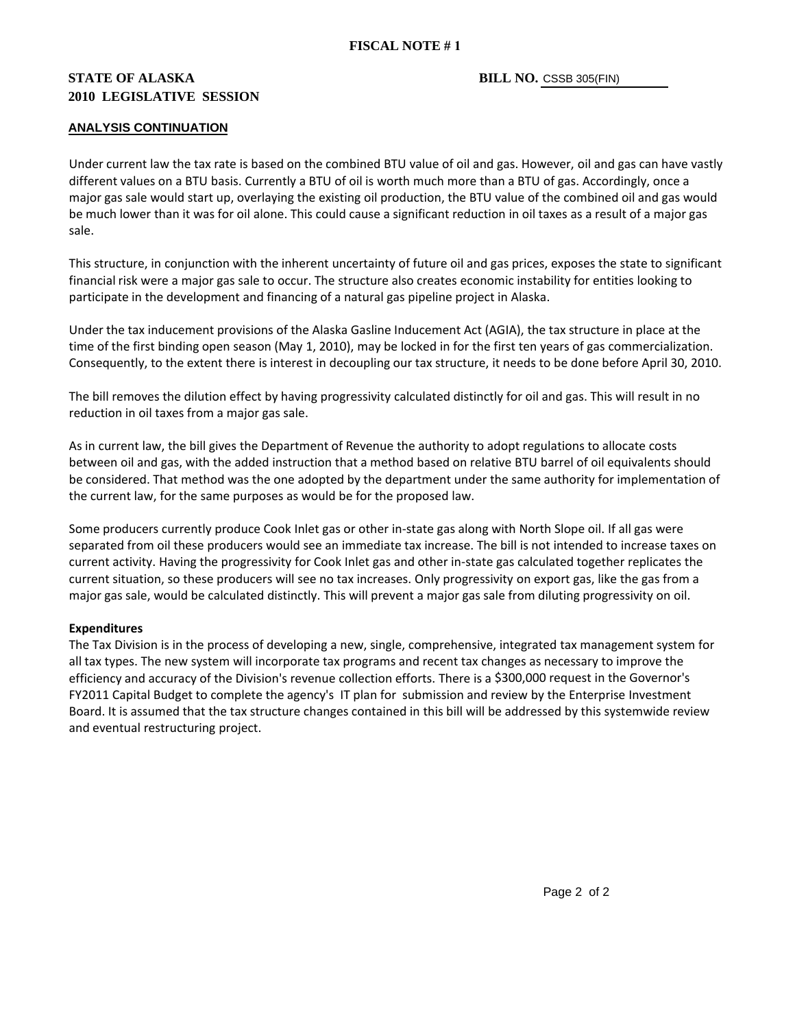**FISCAL NOTE # 1**

**STATE OF ALASKA** **BILL NO.** CSSB 305(FIN)
**2010 LEGISLATIVE SESSION**

**ANALYSIS CONTINUATION**

Under current law the tax rate is based on the combined BTU value of oil and gas. However, oil and gas can have vastly different values on a BTU basis. Currently a BTU of oil is worth much more than a BTU of gas. Accordingly, once a major gas sale would start up, overlaying the existing oil production, the BTU value of the combined oil and gas would be much lower than it was for oil alone. This could cause a significant reduction in oil taxes as a result of a major gas sale.

This structure, in conjunction with the inherent uncertainty of future oil and gas prices, exposes the state to significant financial risk were a major gas sale to occur. The structure also creates economic instability for entities looking to participate in the development and financing of a natural gas pipeline project in Alaska.

Under the tax inducement provisions of the Alaska Gasline Inducement Act (AGIA), the tax structure in place at the time of the first binding open season (May 1, 2010), may be locked in for the first ten years of gas commercialization. Consequently, to the extent there is interest in decoupling our tax structure, it needs to be done before April 30, 2010.

The bill removes the dilution effect by having progressivity calculated distinctly for oil and gas. This will result in no reduction in oil taxes from a major gas sale.

As in current law, the bill gives the Department of Revenue the authority to adopt regulations to allocate costs between oil and gas, with the added instruction that a method based on relative BTU barrel of oil equivalents should be considered. That method was the one adopted by the department under the same authority for implementation of the current law, for the same purposes as would be for the proposed law.

Some producers currently produce Cook Inlet gas or other in-state gas along with North Slope oil. If all gas were separated from oil these producers would see an immediate tax increase. The bill is not intended to increase taxes on current activity. Having the progressivity for Cook Inlet gas and other in-state gas calculated together replicates the current situation, so these producers will see no tax increases. Only progressivity on export gas, like the gas from a major gas sale, would be calculated distinctly. This will prevent a major gas sale from diluting progressivity on oil.

**Expenditures**

The Tax Division is in the process of developing a new, single, comprehensive, integrated tax management system for all tax types. The new system will incorporate tax programs and recent tax changes as necessary to improve the efficiency and accuracy of the Division's revenue collection efforts. There is a $300,000 request in the Governor's FY2011 Capital Budget to complete the agency's IT plan for submission and review by the Enterprise Investment Board. It is assumed that the tax structure changes contained in this bill will be addressed by this systemwide review and eventual restructuring project.